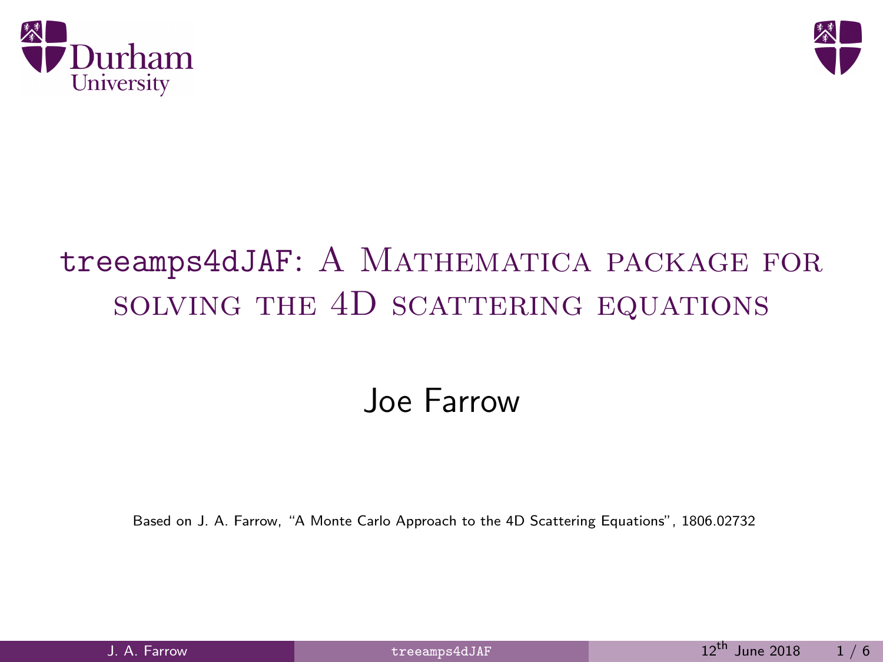# `treeamps4dJAF`: A Mathematica package for solving the 4D scattering equations

Joe Farrow

Based on J. A. Farrow, "A Monte Carlo Approach to the 4D Scattering Equations", 1806.02732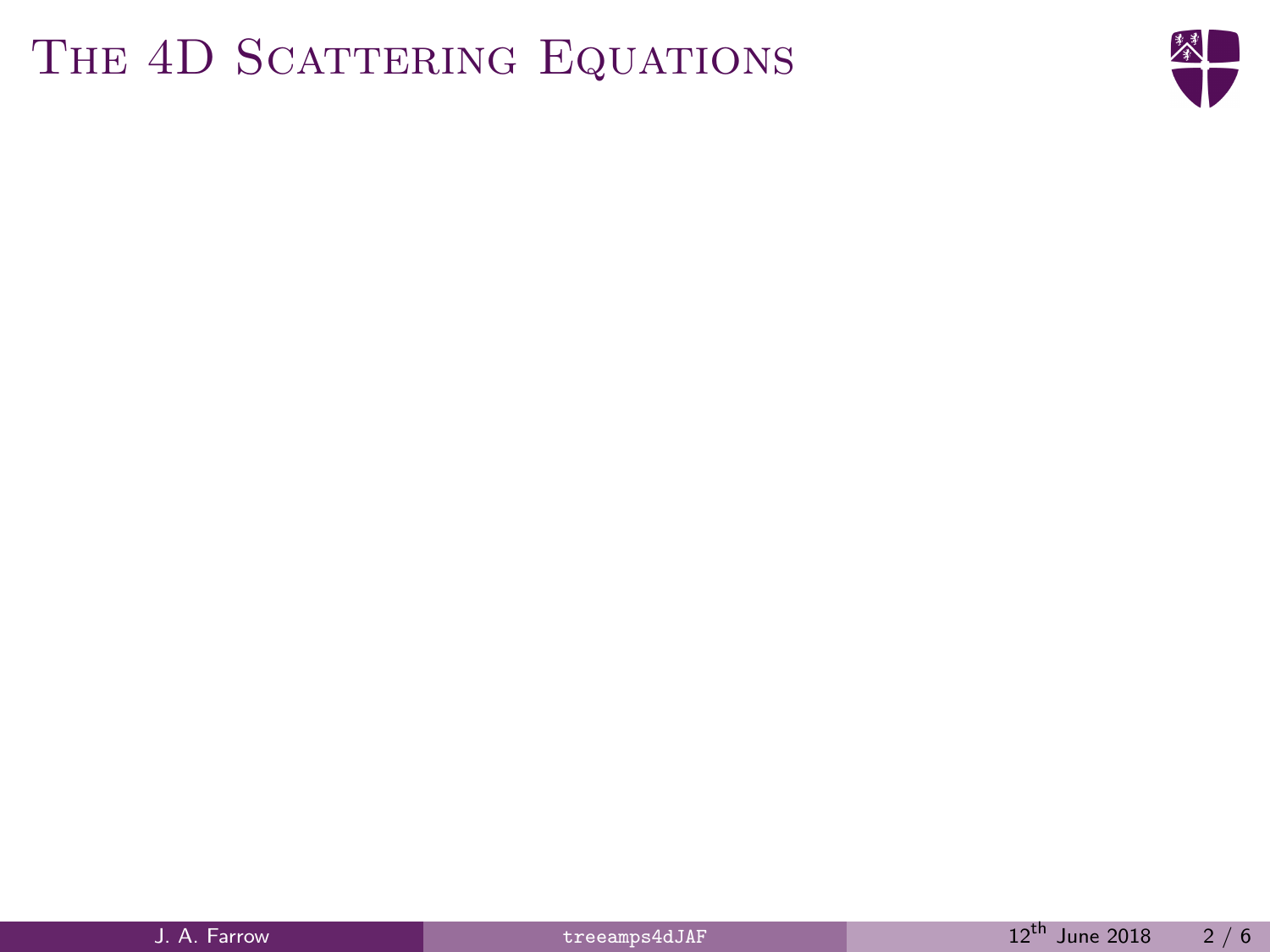# The 4D Scattering Equations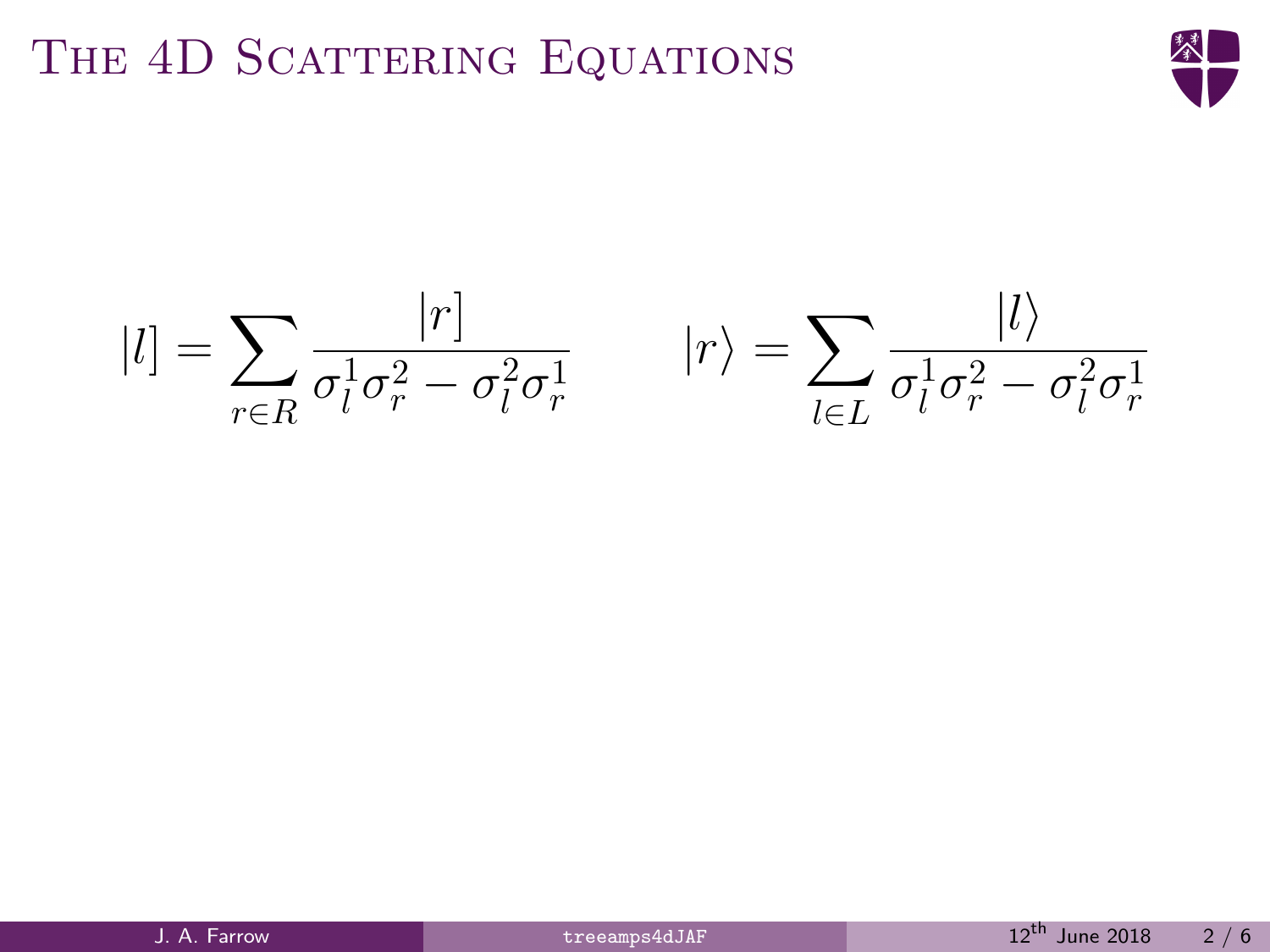# The 4D Scattering Equations

$$|l] = \sum_{r \in R} \frac{|r]}{\sigma_l^1 \sigma_r^2 - \sigma_l^2 \sigma_r^1} \qquad |r\rangle = \sum_{l \in L} \frac{|l\rangle}{\sigma_l^1 \sigma_r^2 - \sigma_l^2 \sigma_r^1}$$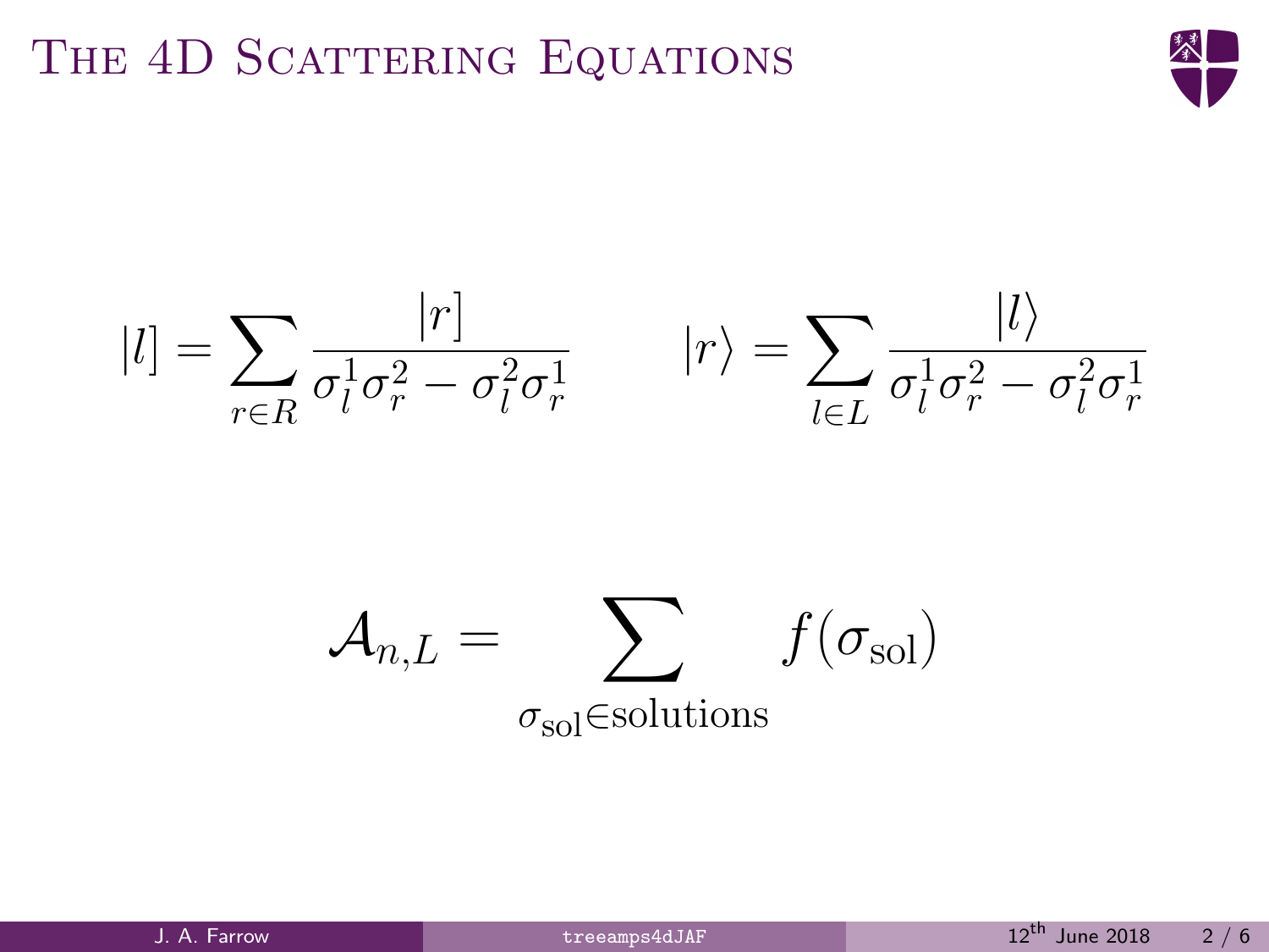# The 4D Scattering Equations

$$|l] = \sum_{r \in R} \frac{|r]}{\sigma_l^1 \sigma_r^2 - \sigma_l^2 \sigma_r^1} \qquad |r\rangle = \sum_{l \in L} \frac{|l\rangle}{\sigma_l^1 \sigma_r^2 - \sigma_l^2 \sigma_r^1}$$

$$\mathcal{A}_{n,L} = \sum_{\sigma_{\text{sol}} \in \text{solutions}} f(\sigma_{\text{sol}})$$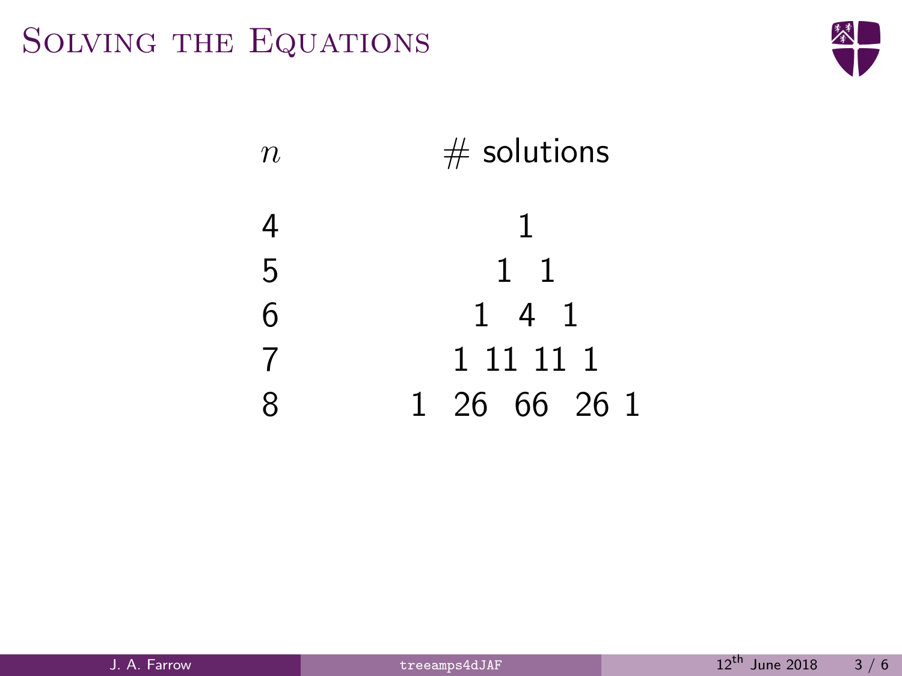# Solving the Equations

| $n$ | # solutions |
|---|---|
| 4 | 1 |
| 5 | 1 1 |
| 6 | 1 4 1 |
| 7 | 1 11 11 1 |
| 8 | 1 26 66 26 1 |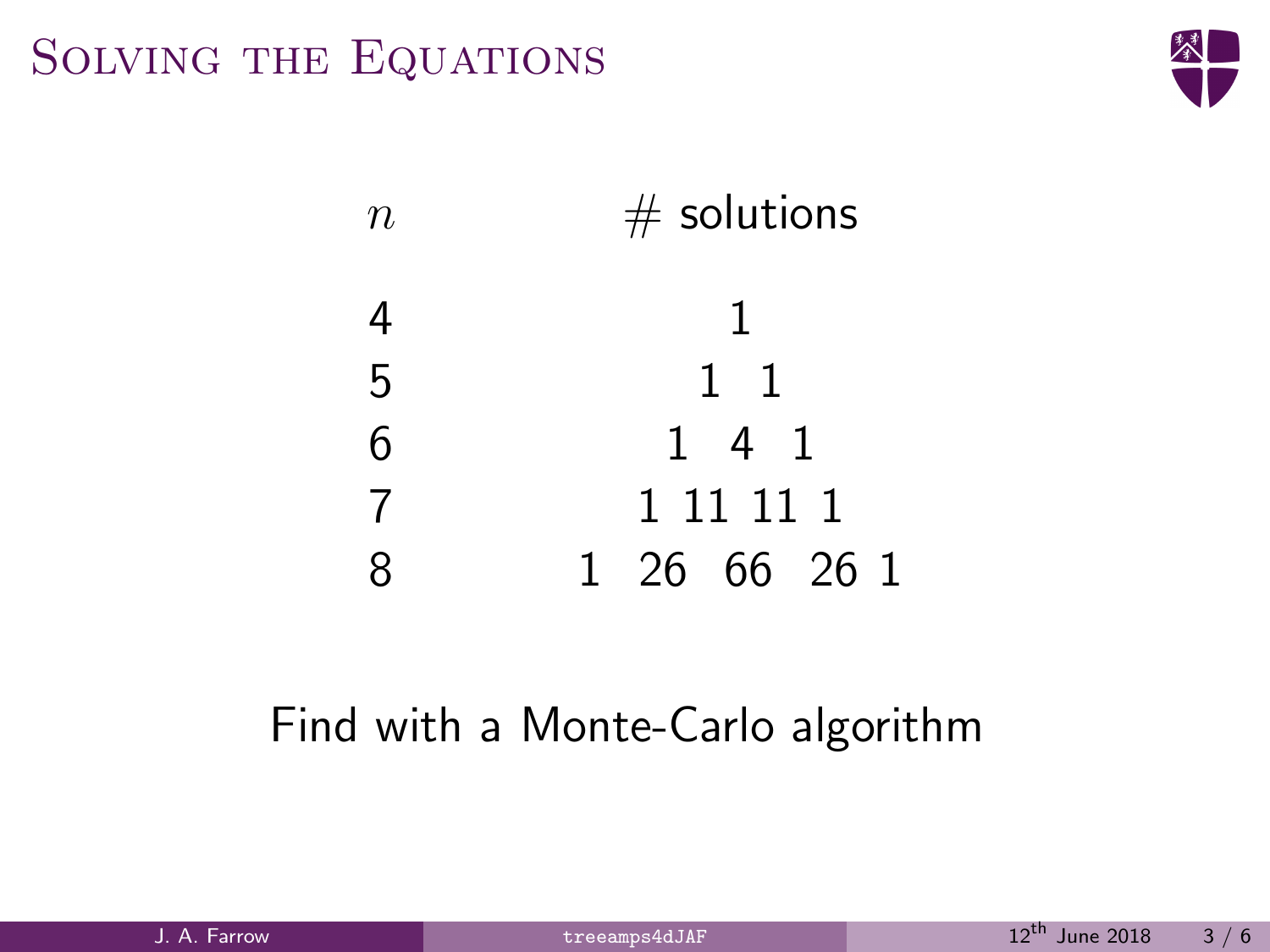# Solving the Equations

| $n$ | # solutions |
|---|---|
| 4 | 1 |
| 5 | 1 1 |
| 6 | 1 4 1 |
| 7 | 1 11 11 1 |
| 8 | 1 26 66 26 1 |

Find with a Monte-Carlo algorithm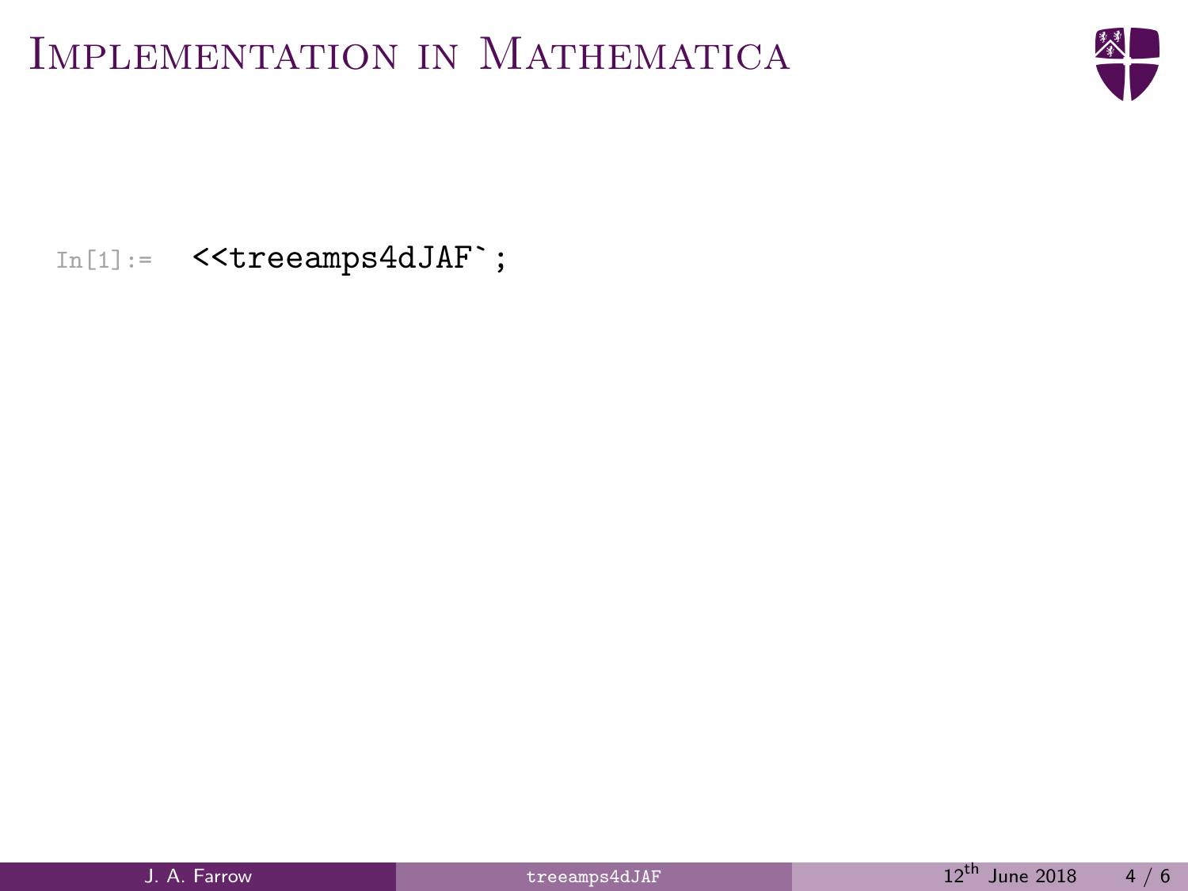# Implementation in Mathematica

```
In[1]:=  <<treeamps4dJAF`;
```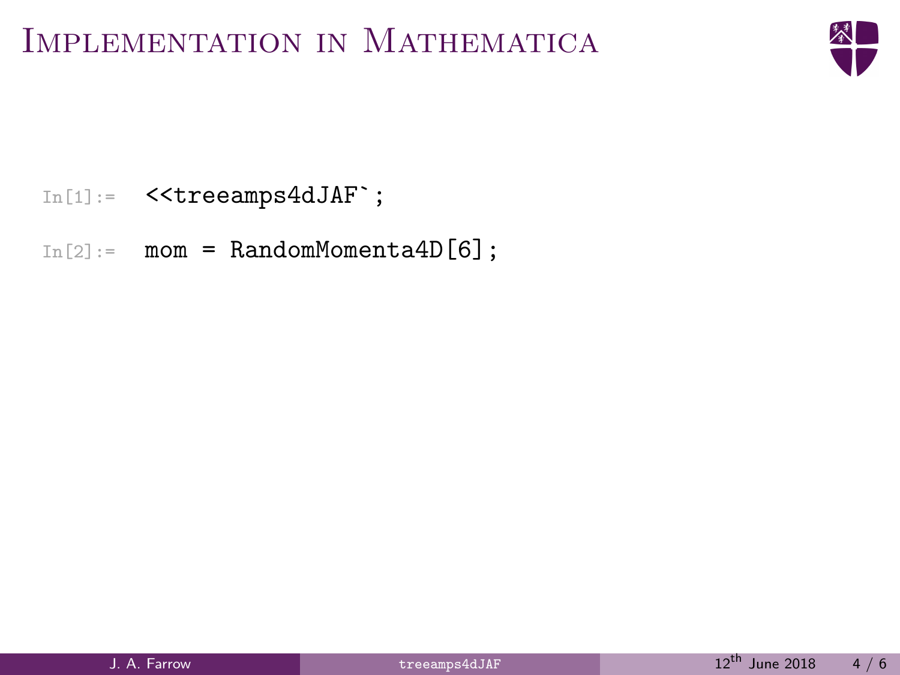# Implementation in Mathematica

```
In[1]:=  <<treeamps4dJAF`;

In[2]:=  mom = RandomMomenta4D[6];
```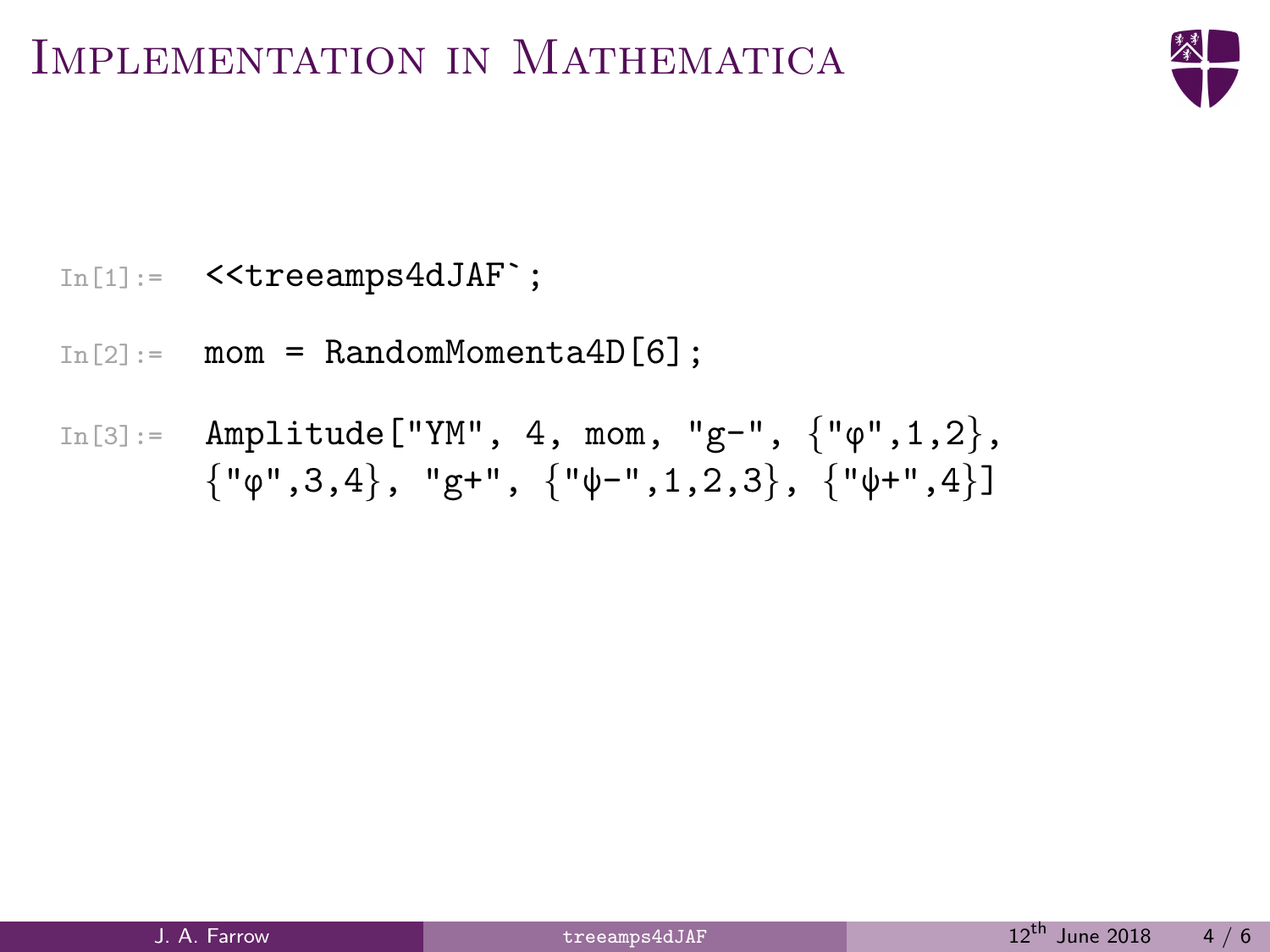# Implementation in Mathematica

```
In[1]:=  <<treeamps4dJAF`;

In[2]:=  mom = RandomMomenta4D[6];

In[3]:=  Amplitude["YM", 4, mom, "g-", {"φ",1,2},
         {"φ",3,4}, "g+", {"ψ-",1,2,3}, {"ψ+",4}]
```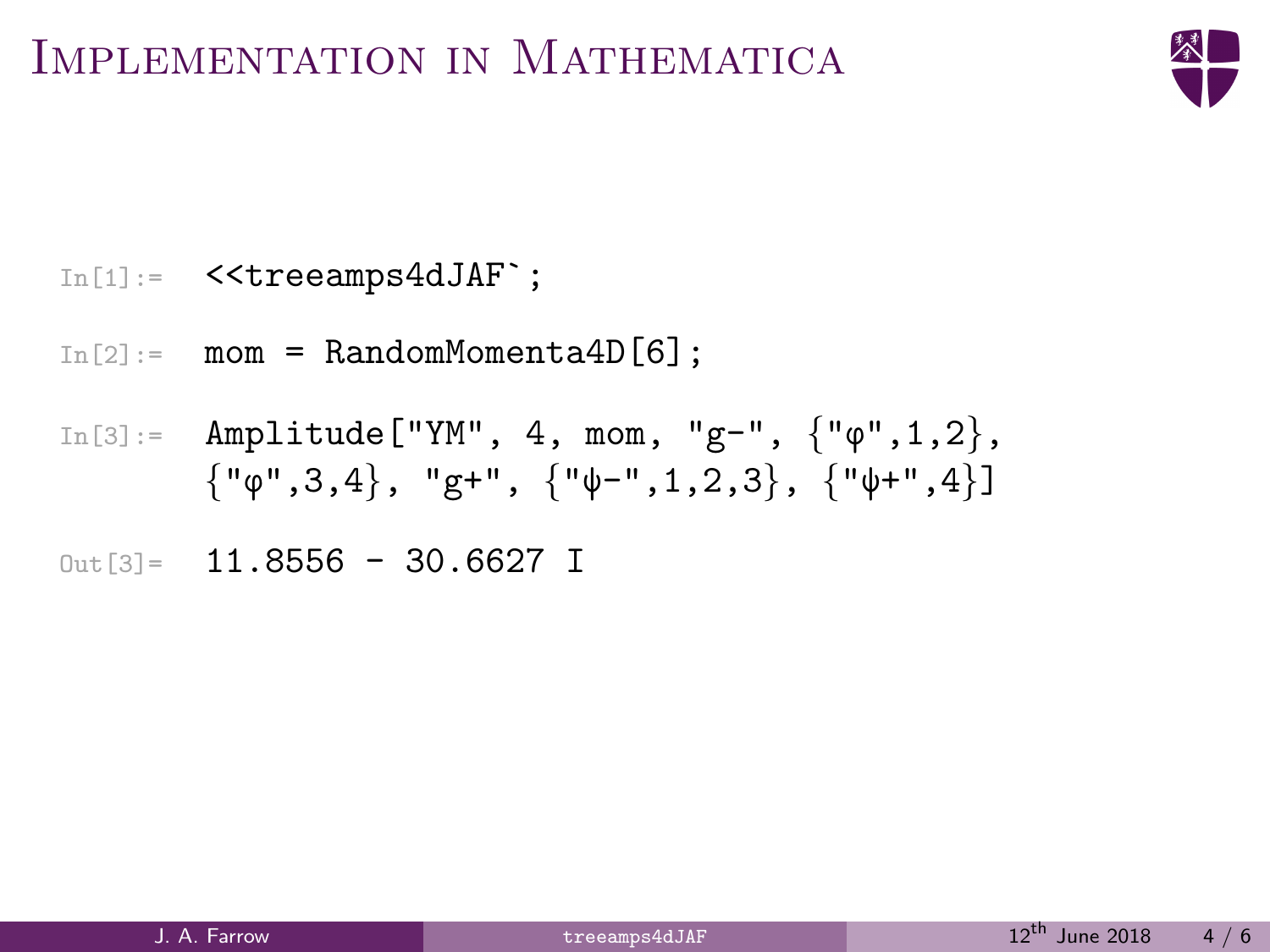# Implementation in Mathematica

```
In[1]:=  <<treeamps4dJAF`;

In[2]:=  mom = RandomMomenta4D[6];

In[3]:=  Amplitude["YM", 4, mom, "g-", {"φ",1,2},
         {"φ",3,4}, "g+", {"ψ-",1,2,3}, {"ψ+",4}]

Out[3]=  11.8556 - 30.6627 I
```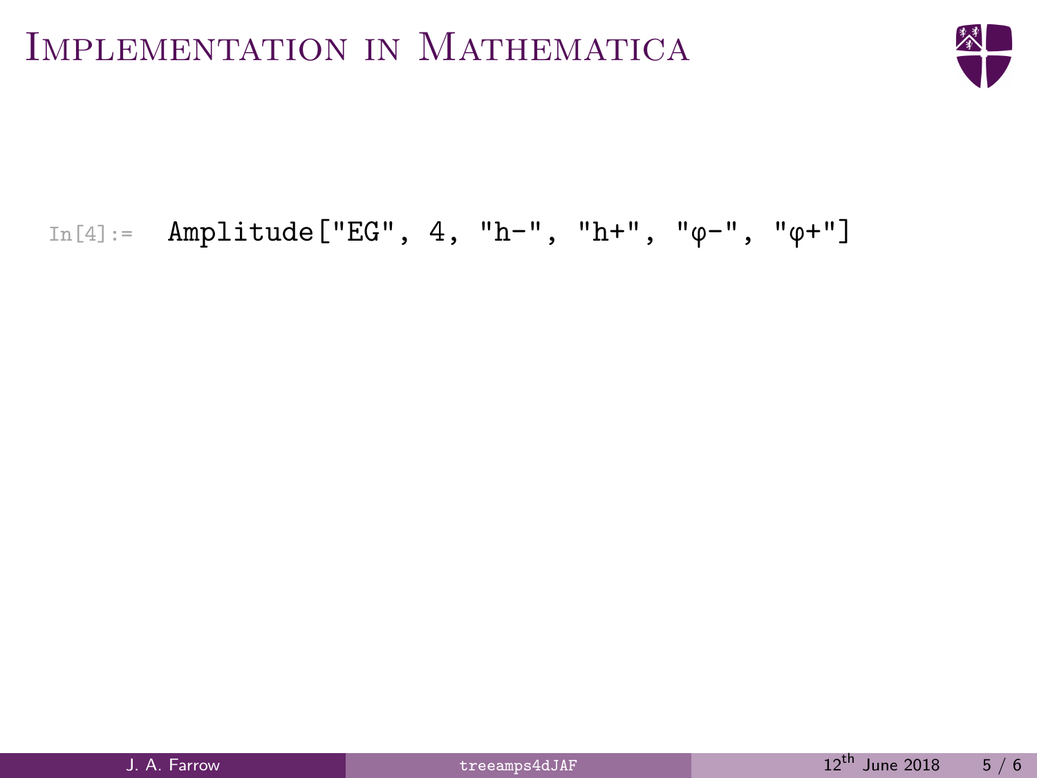# Implementation in Mathematica

```
In[4]:=   Amplitude["EG", 4, "h-", "h+", "φ-", "φ+"]
```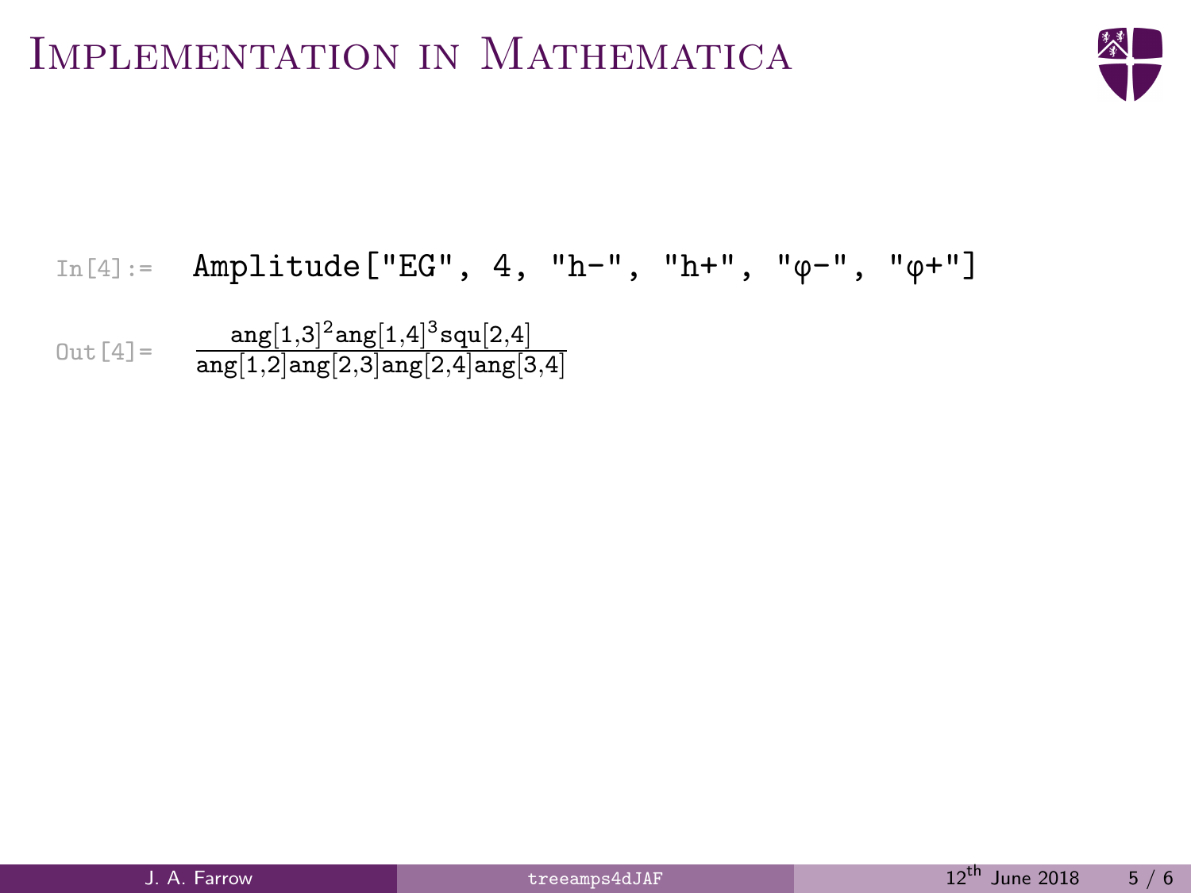# Implementation in Mathematica

```
In[4]:=  Amplitude["EG", 4, "h-", "h+", "φ-", "φ+"]
```

Out[4]=

$$\frac{\text{ang}[1,3]^2\,\text{ang}[1,4]^3\,\text{squ}[2,4]}{\text{ang}[1,2]\,\text{ang}[2,3]\,\text{ang}[2,4]\,\text{ang}[3,4]}$$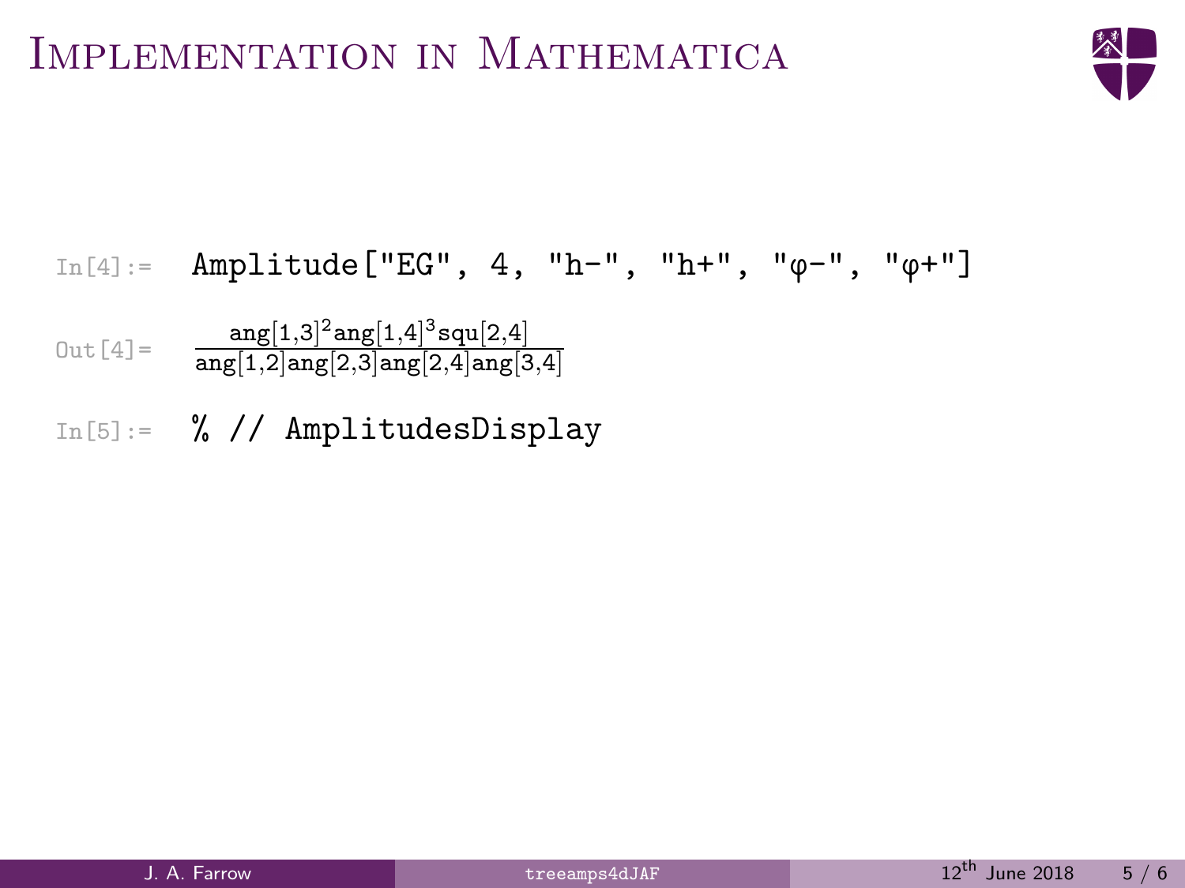# Implementation in Mathematica

```
In[4]:= Amplitude["EG", 4, "h-", "h+", "φ-", "φ+"]
```

Out[4]= $\dfrac{\text{ang}[1,3]^2\,\text{ang}[1,4]^3\,\text{squ}[2,4]}{\text{ang}[1,2]\,\text{ang}[2,3]\,\text{ang}[2,4]\,\text{ang}[3,4]}$

```
In[5]:= % // AmplitudesDisplay
```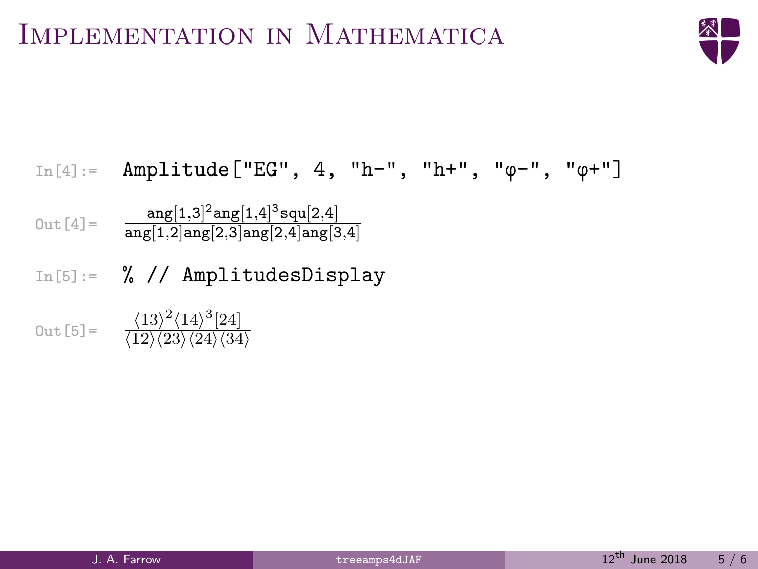# Implementation in Mathematica

```
In[4]:= Amplitude["EG", 4, "h-", "h+", "φ-", "φ+"]
```

Out[4]= $\frac{\text{ang}[1,3]^2\,\text{ang}[1,4]^3\,\text{squ}[2,4]}{\text{ang}[1,2]\,\text{ang}[2,3]\,\text{ang}[2,4]\,\text{ang}[3,4]}$

```
In[5]:= % // AmplitudesDisplay
```

Out[5]= $\frac{\langle 13\rangle^2\langle 14\rangle^3[24]}{\langle 12\rangle\langle 23\rangle\langle 24\rangle\langle 34\rangle}$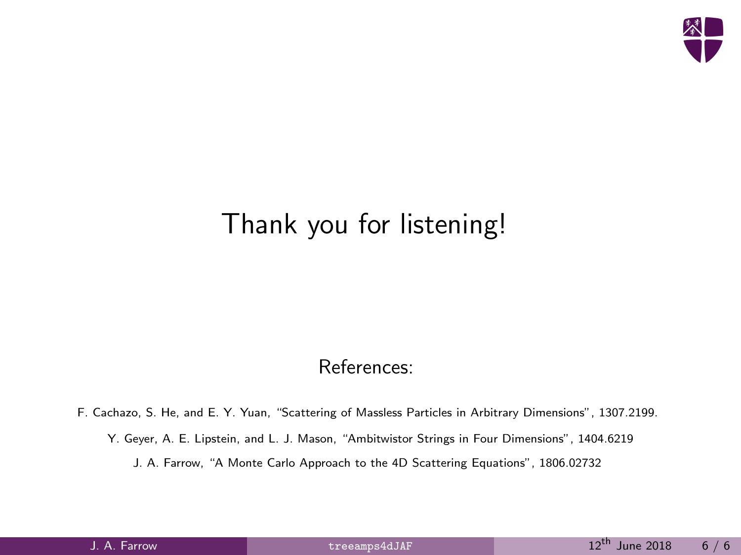# Thank you for listening!

References:

F. Cachazo, S. He, and E. Y. Yuan, "Scattering of Massless Particles in Arbitrary Dimensions", 1307.2199.

Y. Geyer, A. E. Lipstein, and L. J. Mason, "Ambitwistor Strings in Four Dimensions", 1404.6219

J. A. Farrow, "A Monte Carlo Approach to the 4D Scattering Equations", 1806.02732